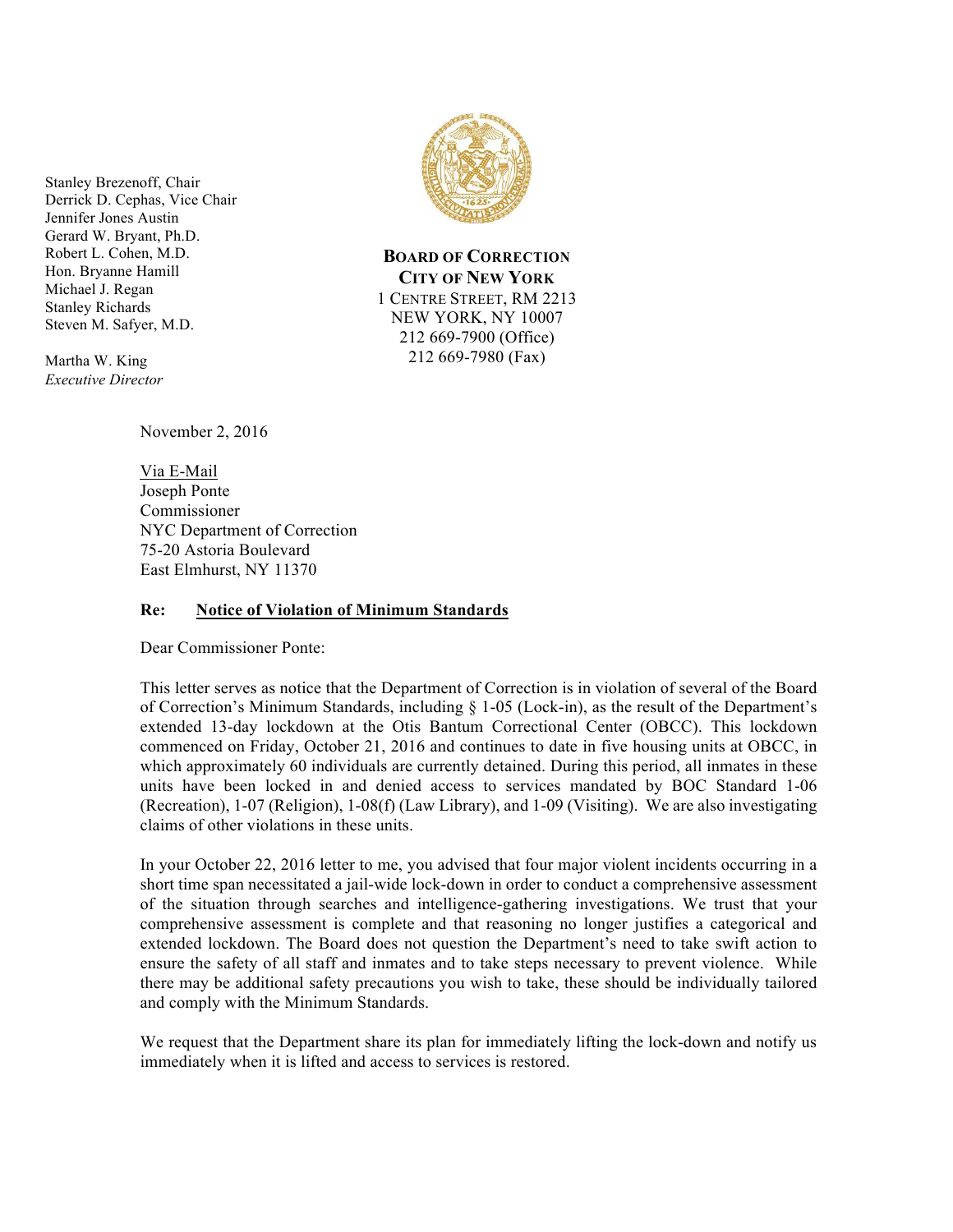Stanley Brezenoff, Chair
Derrick D. Cephas, Vice Chair
Jennifer Jones Austin
Gerard W. Bryant, Ph.D.
Robert L. Cohen, M.D.
Hon. Bryanne Hamill
Michael J. Regan
Stanley Richards
Steven M. Safyer, M.D.

Martha W. King
*Executive Director*

**BOARD OF CORRECTION**
**CITY OF NEW YORK**
1 CENTRE STREET, RM 2213
NEW YORK, NY 10007
212 669-7900 (Office)
212 669-7980 (Fax)

November 2, 2016

Via E-Mail
Joseph Ponte
Commissioner
NYC Department of Correction
75-20 Astoria Boulevard
East Elmhurst, NY 11370

**Re: Notice of Violation of Minimum Standards**

Dear Commissioner Ponte:

This letter serves as notice that the Department of Correction is in violation of several of the Board of Correction's Minimum Standards, including § 1-05 (Lock-in), as the result of the Department's extended 13-day lockdown at the Otis Bantum Correctional Center (OBCC). This lockdown commenced on Friday, October 21, 2016 and continues to date in five housing units at OBCC, in which approximately 60 individuals are currently detained. During this period, all inmates in these units have been locked in and denied access to services mandated by BOC Standard 1-06 (Recreation), 1-07 (Religion), 1-08(f) (Law Library), and 1-09 (Visiting). We are also investigating claims of other violations in these units.

In your October 22, 2016 letter to me, you advised that four major violent incidents occurring in a short time span necessitated a jail-wide lock-down in order to conduct a comprehensive assessment of the situation through searches and intelligence-gathering investigations. We trust that your comprehensive assessment is complete and that reasoning no longer justifies a categorical and extended lockdown. The Board does not question the Department's need to take swift action to ensure the safety of all staff and inmates and to take steps necessary to prevent violence. While there may be additional safety precautions you wish to take, these should be individually tailored and comply with the Minimum Standards.

We request that the Department share its plan for immediately lifting the lock-down and notify us immediately when it is lifted and access to services is restored.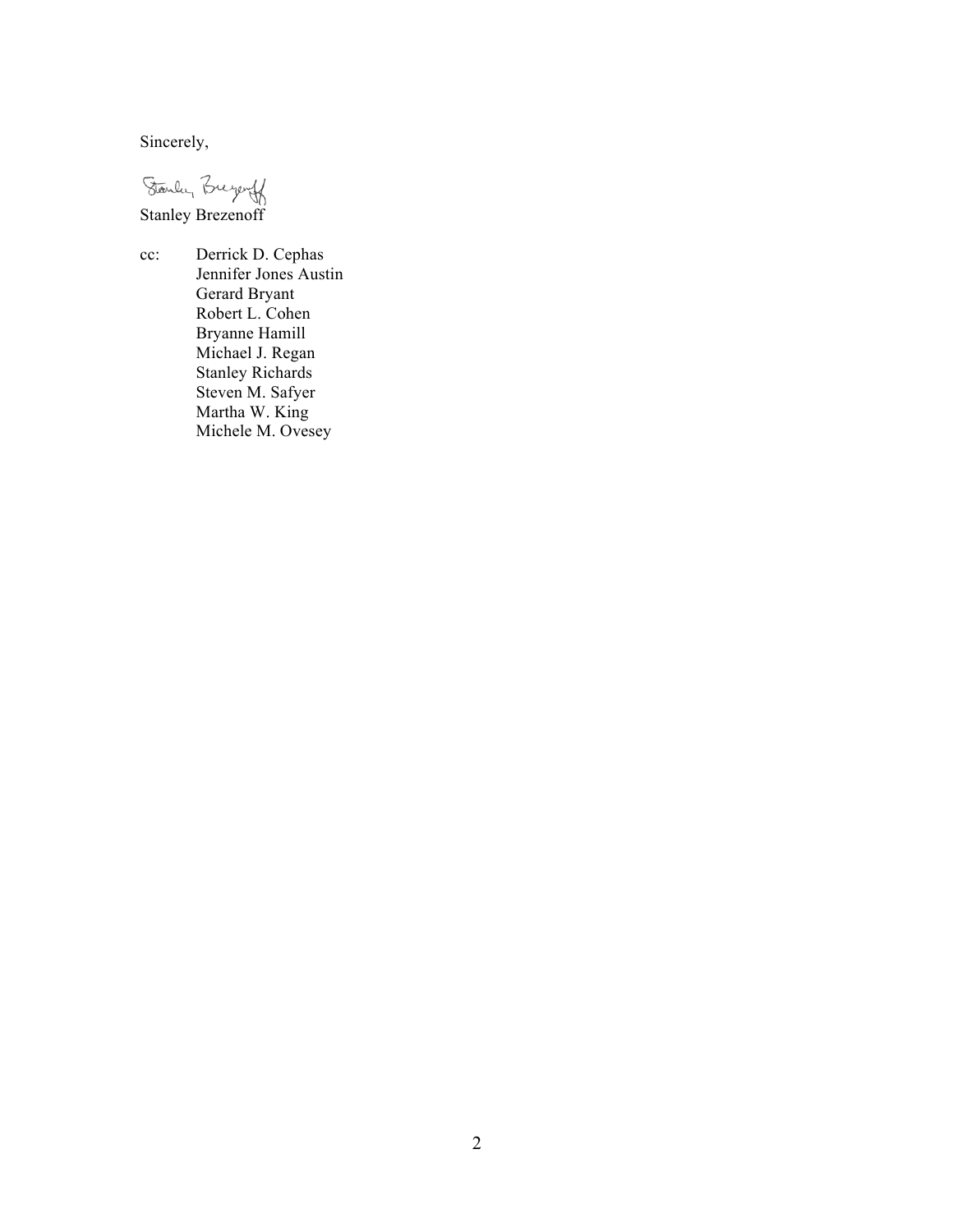Sincerely,

Stanley Brezenoff

cc: Derrick D. Cephas
Jennifer Jones Austin
Gerard Bryant
Robert L. Cohen
Bryanne Hamill
Michael J. Regan
Stanley Richards
Steven M. Safyer
Martha W. King
Michele M. Ovesey